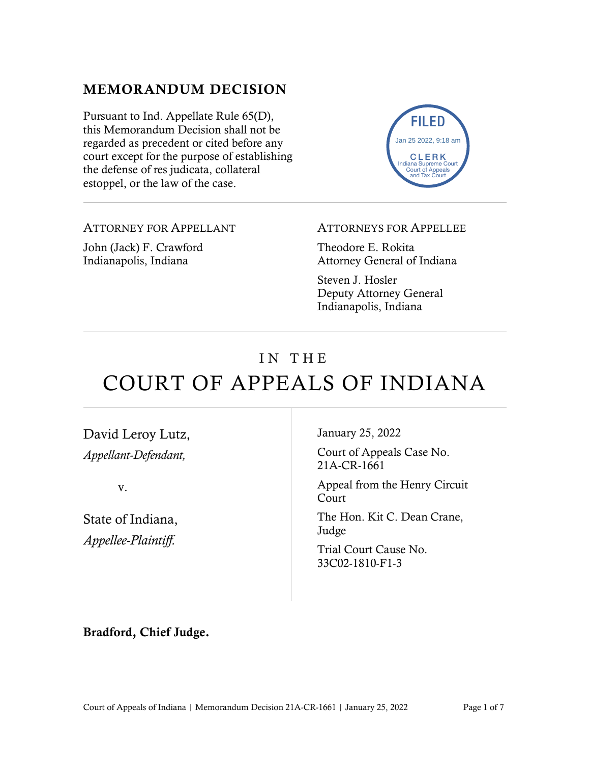## MEMORANDUM DECISION

Pursuant to Ind. Appellate Rule 65(D), this Memorandum Decision shall not be regarded as precedent or cited before any court except for the purpose of establishing the defense of res judicata, collateral estoppel, or the law of the case.

FILED
Jan 25 2022, 9:18 am
CLERK
Indiana Supreme Court
Court of Appeals
and Tax Court

---

ATTORNEY FOR APPELLANT

John (Jack) F. Crawford
Indianapolis, Indiana

ATTORNEYS FOR APPELLEE

Theodore E. Rokita
Attorney General of Indiana

Steven J. Hosler
Deputy Attorney General
Indianapolis, Indiana

---

# IN THE COURT OF APPEALS OF INDIANA

David Leroy Lutz,
*Appellant-Defendant,*

v.

State of Indiana,
*Appellee-Plaintiff.*

January 25, 2022

Court of Appeals Case No. 21A-CR-1661

Appeal from the Henry Circuit Court

The Hon. Kit C. Dean Crane, Judge

Trial Court Cause No. 33C02-1810-F1-3

**Bradford, Chief Judge.**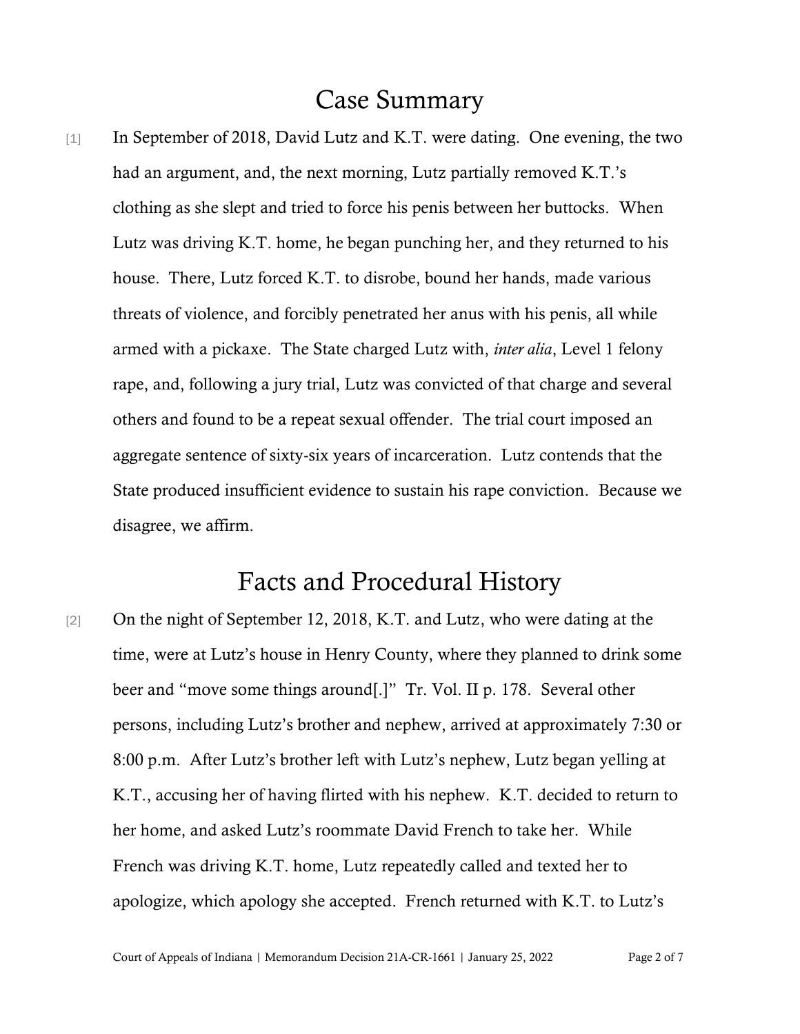# Case Summary

[1] In September of 2018, David Lutz and K.T. were dating. One evening, the two had an argument, and, the next morning, Lutz partially removed K.T.'s clothing as she slept and tried to force his penis between her buttocks. When Lutz was driving K.T. home, he began punching her, and they returned to his house. There, Lutz forced K.T. to disrobe, bound her hands, made various threats of violence, and forcibly penetrated her anus with his penis, all while armed with a pickaxe. The State charged Lutz with, *inter alia*, Level 1 felony rape, and, following a jury trial, Lutz was convicted of that charge and several others and found to be a repeat sexual offender. The trial court imposed an aggregate sentence of sixty-six years of incarceration. Lutz contends that the State produced insufficient evidence to sustain his rape conviction. Because we disagree, we affirm.

# Facts and Procedural History

[2] On the night of September 12, 2018, K.T. and Lutz, who were dating at the time, were at Lutz's house in Henry County, where they planned to drink some beer and "move some things around[.]" Tr. Vol. II p. 178. Several other persons, including Lutz's brother and nephew, arrived at approximately 7:30 or 8:00 p.m. After Lutz's brother left with Lutz's nephew, Lutz began yelling at K.T., accusing her of having flirted with his nephew. K.T. decided to return to her home, and asked Lutz's roommate David French to take her. While French was driving K.T. home, Lutz repeatedly called and texted her to apologize, which apology she accepted. French returned with K.T. to Lutz's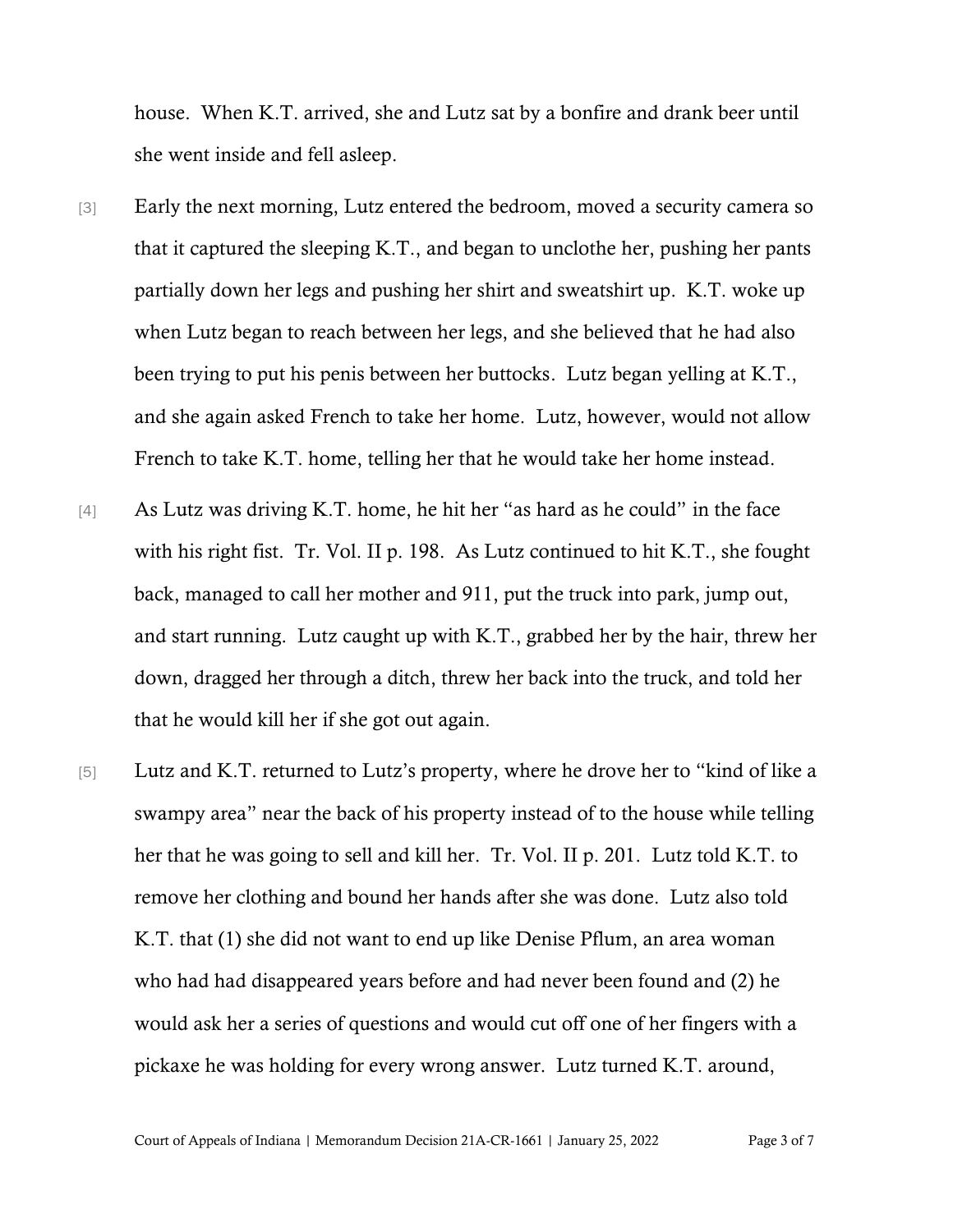house. When K.T. arrived, she and Lutz sat by a bonfire and drank beer until she went inside and fell asleep.

[3] Early the next morning, Lutz entered the bedroom, moved a security camera so that it captured the sleeping K.T., and began to unclothe her, pushing her pants partially down her legs and pushing her shirt and sweatshirt up. K.T. woke up when Lutz began to reach between her legs, and she believed that he had also been trying to put his penis between her buttocks. Lutz began yelling at K.T., and she again asked French to take her home. Lutz, however, would not allow French to take K.T. home, telling her that he would take her home instead.

[4] As Lutz was driving K.T. home, he hit her "as hard as he could" in the face with his right fist. Tr. Vol. II p. 198. As Lutz continued to hit K.T., she fought back, managed to call her mother and 911, put the truck into park, jump out, and start running. Lutz caught up with K.T., grabbed her by the hair, threw her down, dragged her through a ditch, threw her back into the truck, and told her that he would kill her if she got out again.

[5] Lutz and K.T. returned to Lutz's property, where he drove her to "kind of like a swampy area" near the back of his property instead of to the house while telling her that he was going to sell and kill her. Tr. Vol. II p. 201. Lutz told K.T. to remove her clothing and bound her hands after she was done. Lutz also told K.T. that (1) she did not want to end up like Denise Pflum, an area woman who had had disappeared years before and had never been found and (2) he would ask her a series of questions and would cut off one of her fingers with a pickaxe he was holding for every wrong answer. Lutz turned K.T. around,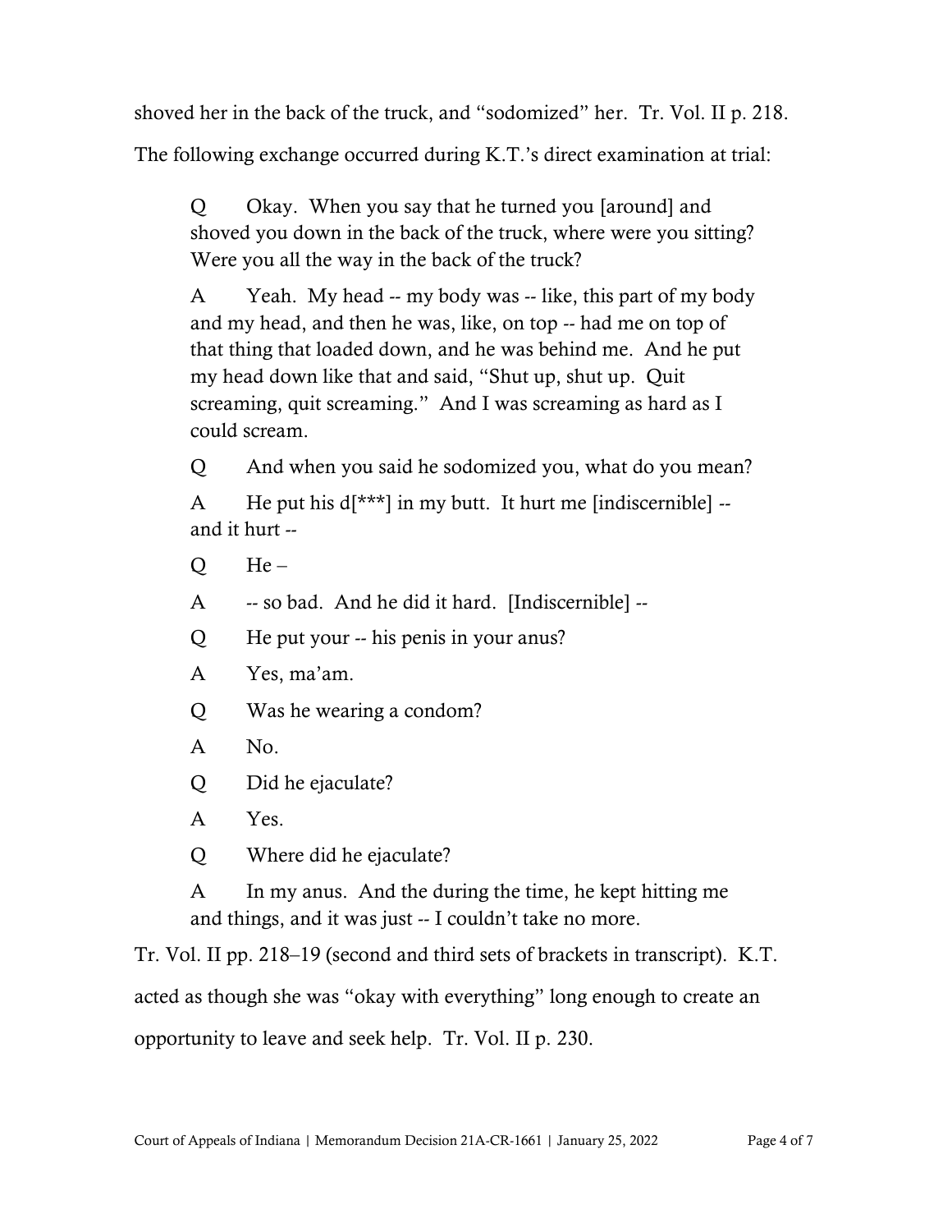shoved her in the back of the truck, and "sodomized" her. Tr. Vol. II p. 218. The following exchange occurred during K.T.'s direct examination at trial:

> Q Okay. When you say that he turned you [around] and shoved you down in the back of the truck, where were you sitting? Were you all the way in the back of the truck?
>
> A Yeah. My head -- my body was -- like, this part of my body and my head, and then he was, like, on top -- had me on top of that thing that loaded down, and he was behind me. And he put my head down like that and said, "Shut up, shut up. Quit screaming, quit screaming." And I was screaming as hard as I could scream.
>
> Q And when you said he sodomized you, what do you mean?
>
> A He put his d[***] in my butt. It hurt me [indiscernible] -- and it hurt --
>
> Q He –
>
> A -- so bad. And he did it hard. [Indiscernible] --
>
> Q He put your -- his penis in your anus?
>
> A Yes, ma'am.
>
> Q Was he wearing a condom?
>
> A No.
>
> Q Did he ejaculate?
>
> A Yes.
>
> Q Where did he ejaculate?
>
> A In my anus. And the during the time, he kept hitting me and things, and it was just -- I couldn't take no more.

Tr. Vol. II pp. 218–19 (second and third sets of brackets in transcript). K.T. acted as though she was "okay with everything" long enough to create an opportunity to leave and seek help. Tr. Vol. II p. 230.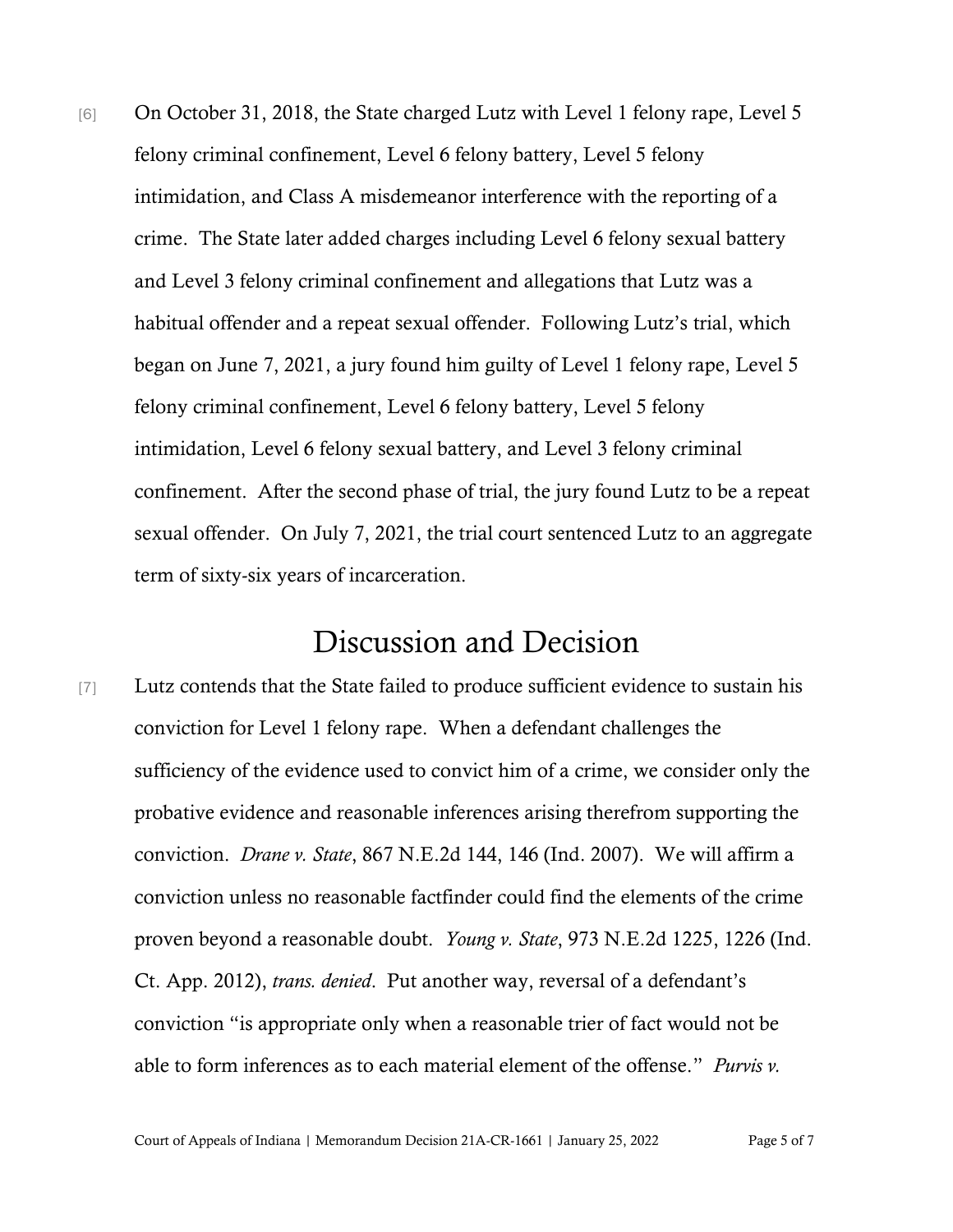[6] On October 31, 2018, the State charged Lutz with Level 1 felony rape, Level 5 felony criminal confinement, Level 6 felony battery, Level 5 felony intimidation, and Class A misdemeanor interference with the reporting of a crime. The State later added charges including Level 6 felony sexual battery and Level 3 felony criminal confinement and allegations that Lutz was a habitual offender and a repeat sexual offender. Following Lutz's trial, which began on June 7, 2021, a jury found him guilty of Level 1 felony rape, Level 5 felony criminal confinement, Level 6 felony battery, Level 5 felony intimidation, Level 6 felony sexual battery, and Level 3 felony criminal confinement. After the second phase of trial, the jury found Lutz to be a repeat sexual offender. On July 7, 2021, the trial court sentenced Lutz to an aggregate term of sixty-six years of incarceration.

# Discussion and Decision

[7] Lutz contends that the State failed to produce sufficient evidence to sustain his conviction for Level 1 felony rape. When a defendant challenges the sufficiency of the evidence used to convict him of a crime, we consider only the probative evidence and reasonable inferences arising therefrom supporting the conviction. *Drane v. State*, 867 N.E.2d 144, 146 (Ind. 2007). We will affirm a conviction unless no reasonable factfinder could find the elements of the crime proven beyond a reasonable doubt. *Young v. State*, 973 N.E.2d 1225, 1226 (Ind. Ct. App. 2012), *trans. denied*. Put another way, reversal of a defendant's conviction "is appropriate only when a reasonable trier of fact would not be able to form inferences as to each material element of the offense." *Purvis v.*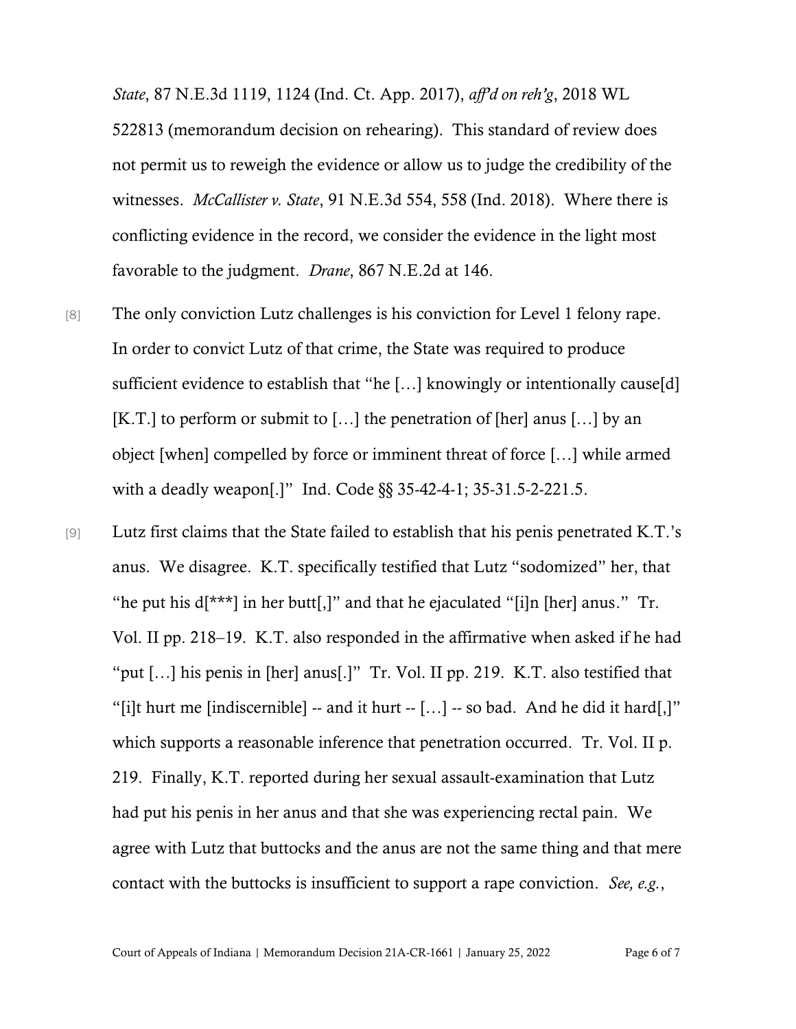*State*, 87 N.E.3d 1119, 1124 (Ind. Ct. App. 2017), *aff'd on reh'g*, 2018 WL 522813 (memorandum decision on rehearing). This standard of review does not permit us to reweigh the evidence or allow us to judge the credibility of the witnesses. *McCallister v. State*, 91 N.E.3d 554, 558 (Ind. 2018). Where there is conflicting evidence in the record, we consider the evidence in the light most favorable to the judgment. *Drane*, 867 N.E.2d at 146.

[8] The only conviction Lutz challenges is his conviction for Level 1 felony rape. In order to convict Lutz of that crime, the State was required to produce sufficient evidence to establish that "he […] knowingly or intentionally cause[d] [K.T.] to perform or submit to […] the penetration of [her] anus […] by an object [when] compelled by force or imminent threat of force […] while armed with a deadly weapon[.]" Ind. Code §§ 35-42-4-1; 35-31.5-2-221.5.

[9] Lutz first claims that the State failed to establish that his penis penetrated K.T.'s anus. We disagree. K.T. specifically testified that Lutz "sodomized" her, that "he put his d[***] in her butt[,]" and that he ejaculated "[i]n [her] anus." Tr. Vol. II pp. 218–19. K.T. also responded in the affirmative when asked if he had "put […] his penis in [her] anus[.]" Tr. Vol. II pp. 219. K.T. also testified that "[i]t hurt me [indiscernible] -- and it hurt -- […] -- so bad. And he did it hard[,]" which supports a reasonable inference that penetration occurred. Tr. Vol. II p. 219. Finally, K.T. reported during her sexual assault-examination that Lutz had put his penis in her anus and that she was experiencing rectal pain. We agree with Lutz that buttocks and the anus are not the same thing and that mere contact with the buttocks is insufficient to support a rape conviction. *See, e.g.*,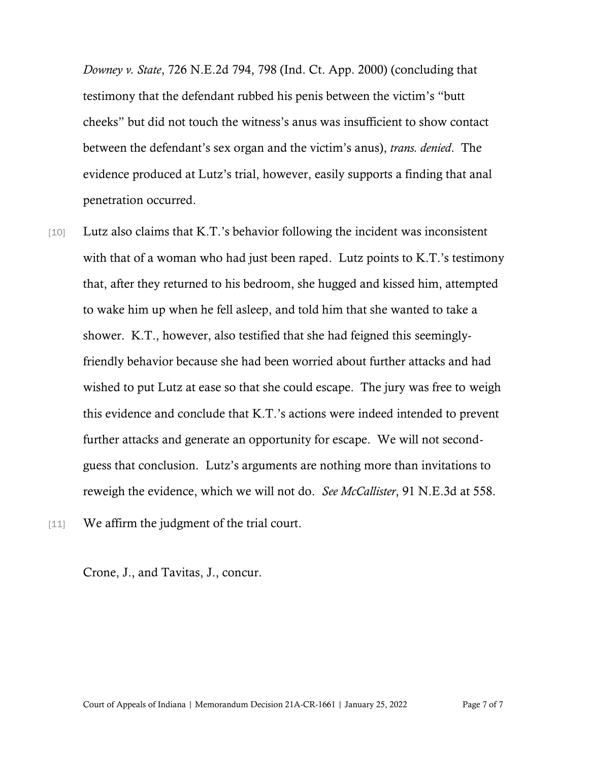*Downey v. State*, 726 N.E.2d 794, 798 (Ind. Ct. App. 2000) (concluding that testimony that the defendant rubbed his penis between the victim's "butt cheeks" but did not touch the witness's anus was insufficient to show contact between the defendant's sex organ and the victim's anus), *trans. denied*. The evidence produced at Lutz's trial, however, easily supports a finding that anal penetration occurred.

[10] Lutz also claims that K.T.'s behavior following the incident was inconsistent with that of a woman who had just been raped. Lutz points to K.T.'s testimony that, after they returned to his bedroom, she hugged and kissed him, attempted to wake him up when he fell asleep, and told him that she wanted to take a shower. K.T., however, also testified that she had feigned this seemingly-friendly behavior because she had been worried about further attacks and had wished to put Lutz at ease so that she could escape. The jury was free to weigh this evidence and conclude that K.T.'s actions were indeed intended to prevent further attacks and generate an opportunity for escape. We will not second-guess that conclusion. Lutz's arguments are nothing more than invitations to reweigh the evidence, which we will not do. *See McCallister*, 91 N.E.3d at 558.

[11] We affirm the judgment of the trial court.

Crone, J., and Tavitas, J., concur.